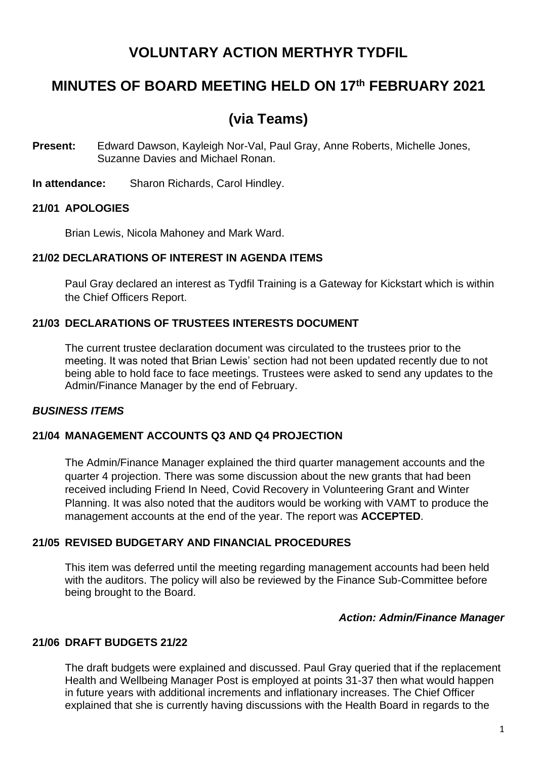# VOLUNTARY ACTION MERTHYR TYDFIL

## MINUTES OF BOARD MEETING HELD ON 17th FEBRUARY 2021

## (via Teams)

**Present:** Edward Dawson, Kayleigh Nor-Val, Paul Gray, Anne Roberts, Michelle Jones, Suzanne Davies and Michael Ronan.

**In attendance:** Sharon Richards, Carol Hindley.

### 21/01 APOLOGIES

Brian Lewis, Nicola Mahoney and Mark Ward.

### 21/02 DECLARATIONS OF INTEREST IN AGENDA ITEMS

Paul Gray declared an interest as Tydfil Training is a Gateway for Kickstart which is within the Chief Officers Report.

### 21/03 DECLARATIONS OF TRUSTEES INTERESTS DOCUMENT

The current trustee declaration document was circulated to the trustees prior to the meeting. It was noted that Brian Lewis' section had not been updated recently due to not being able to hold face to face meetings. Trustees were asked to send any updates to the Admin/Finance Manager by the end of February.

### *BUSINESS ITEMS*

### 21/04 MANAGEMENT ACCOUNTS Q3 AND Q4 PROJECTION

The Admin/Finance Manager explained the third quarter management accounts and the quarter 4 projection. There was some discussion about the new grants that had been received including Friend In Need, Covid Recovery in Volunteering Grant and Winter Planning. It was also noted that the auditors would be working with VAMT to produce the management accounts at the end of the year. The report was **ACCEPTED**.

### 21/05 REVISED BUDGETARY AND FINANCIAL PROCEDURES

This item was deferred until the meeting regarding management accounts had been held with the auditors. The policy will also be reviewed by the Finance Sub-Committee before being brought to the Board.

***Action: Admin/Finance Manager***

### 21/06 DRAFT BUDGETS 21/22

The draft budgets were explained and discussed. Paul Gray queried that if the replacement Health and Wellbeing Manager Post is employed at points 31-37 then what would happen in future years with additional increments and inflationary increases. The Chief Officer explained that she is currently having discussions with the Health Board in regards to the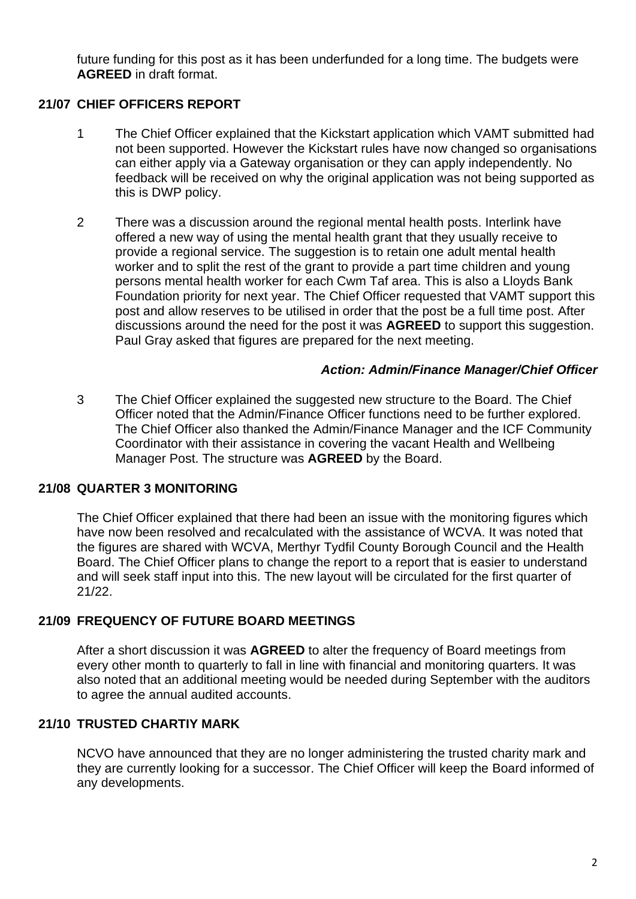future funding for this post as it has been underfunded for a long time. The budgets were **AGREED** in draft format.

## 21/07 CHIEF OFFICERS REPORT

1. The Chief Officer explained that the Kickstart application which VAMT submitted had not been supported. However the Kickstart rules have now changed so organisations can either apply via a Gateway organisation or they can apply independently. No feedback will be received on why the original application was not being supported as this is DWP policy.

2. There was a discussion around the regional mental health posts. Interlink have offered a new way of using the mental health grant that they usually receive to provide a regional service. The suggestion is to retain one adult mental health worker and to split the rest of the grant to provide a part time children and young persons mental health worker for each Cwm Taf area. This is also a Lloyds Bank Foundation priority for next year. The Chief Officer requested that VAMT support this post and allow reserves to be utilised in order that the post be a full time post. After discussions around the need for the post it was **AGREED** to support this suggestion. Paul Gray asked that figures are prepared for the next meeting.

   ***Action: Admin/Finance Manager/Chief Officer***

3. The Chief Officer explained the suggested new structure to the Board. The Chief Officer noted that the Admin/Finance Officer functions need to be further explored. The Chief Officer also thanked the Admin/Finance Manager and the ICF Community Coordinator with their assistance in covering the vacant Health and Wellbeing Manager Post. The structure was **AGREED** by the Board.

## 21/08 QUARTER 3 MONITORING

The Chief Officer explained that there had been an issue with the monitoring figures which have now been resolved and recalculated with the assistance of WCVA. It was noted that the figures are shared with WCVA, Merthyr Tydfil County Borough Council and the Health Board. The Chief Officer plans to change the report to a report that is easier to understand and will seek staff input into this. The new layout will be circulated for the first quarter of 21/22.

## 21/09 FREQUENCY OF FUTURE BOARD MEETINGS

After a short discussion it was **AGREED** to alter the frequency of Board meetings from every other month to quarterly to fall in line with financial and monitoring quarters. It was also noted that an additional meeting would be needed during September with the auditors to agree the annual audited accounts.

## 21/10 TRUSTED CHARTIY MARK

NCVO have announced that they are no longer administering the trusted charity mark and they are currently looking for a successor. The Chief Officer will keep the Board informed of any developments.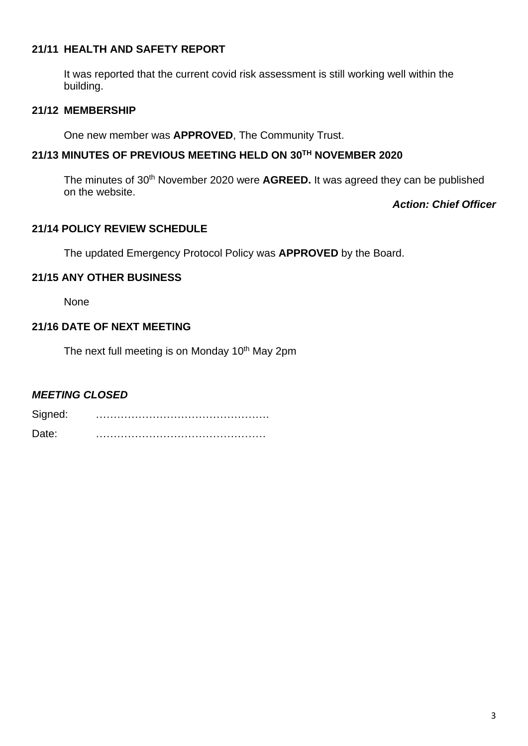**21/11 HEALTH AND SAFETY REPORT**

It was reported that the current covid risk assessment is still working well within the building.

**21/12 MEMBERSHIP**

One new member was **APPROVED**, The Community Trust.

**21/13 MINUTES OF PREVIOUS MEETING HELD ON 30TH NOVEMBER 2020**

The minutes of 30th November 2020 were **AGREED.** It was agreed they can be published on the website.

***Action: Chief Officer***

**21/14 POLICY REVIEW SCHEDULE**

The updated Emergency Protocol Policy was **APPROVED** by the Board.

**21/15 ANY OTHER BUSINESS**

None

**21/16 DATE OF NEXT MEETING**

The next full meeting is on Monday 10th May 2pm

***MEETING CLOSED***

Signed: ……………………………………………

Date: …………………………………………